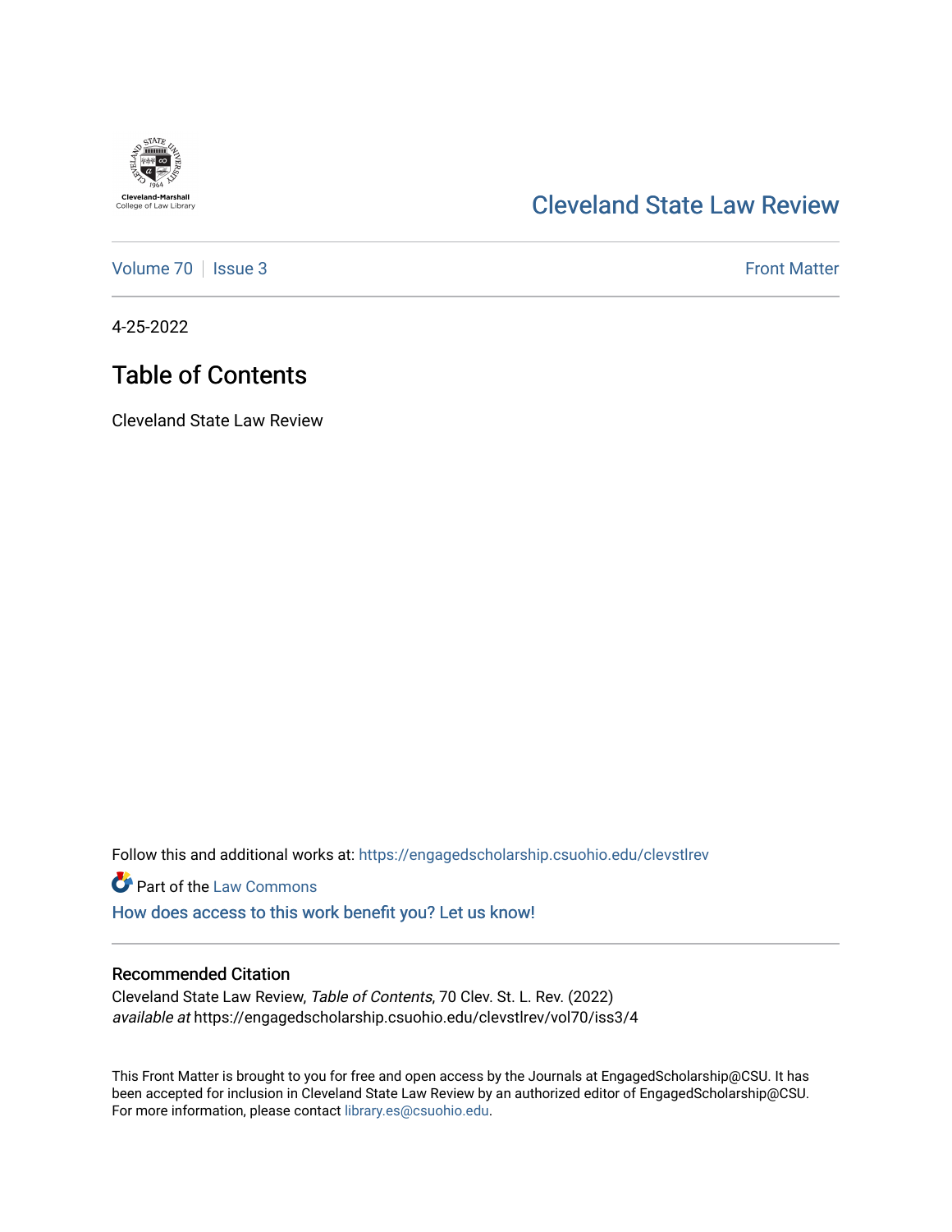Cleveland-Marshall College of Law Library

Cleveland State Law Review

Volume 70 | Issue 3

Front Matter

4-25-2022

# Table of Contents

Cleveland State Law Review

Follow this and additional works at: https://engagedscholarship.csuohio.edu/clevstlrev

Part of the Law Commons

How does access to this work benefit you? Let us know!

## Recommended Citation

Cleveland State Law Review, *Table of Contents*, 70 Clev. St. L. Rev. (2022)
*available at* https://engagedscholarship.csuohio.edu/clevstlrev/vol70/iss3/4

This Front Matter is brought to you for free and open access by the Journals at EngagedScholarship@CSU. It has been accepted for inclusion in Cleveland State Law Review by an authorized editor of EngagedScholarship@CSU. For more information, please contact library.es@csuohio.edu.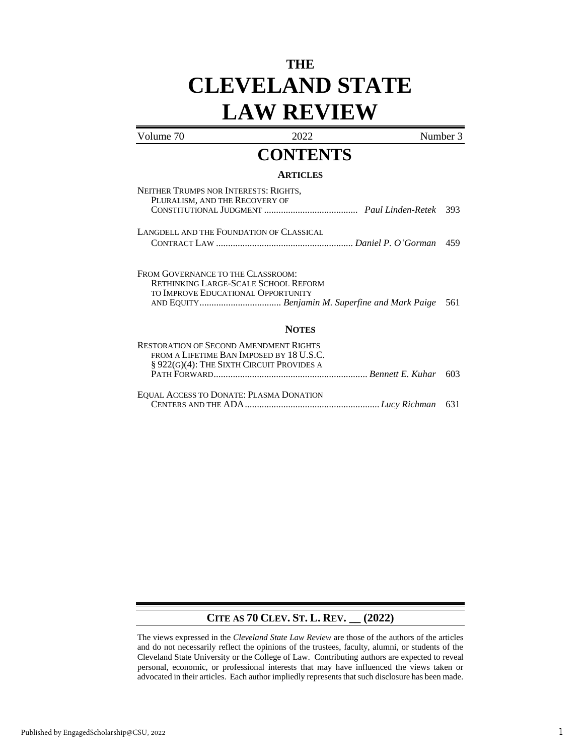# THE CLEVELAND STATE LAW REVIEW

Volume 70 2022 Number 3

## CONTENTS

### ARTICLES

NEITHER TRUMPS NOR INTERESTS: RIGHTS, PLURALISM, AND THE RECOVERY OF CONSTITUTIONAL JUDGMENT ....................................... *Paul Linden-Retek* 393

LANGDELL AND THE FOUNDATION OF CLASSICAL CONTRACT LAW ......................................................... *Daniel P. O'Gorman* 459

FROM GOVERNANCE TO THE CLASSROOM: RETHINKING LARGE-SCALE SCHOOL REFORM TO IMPROVE EDUCATIONAL OPPORTUNITY AND EQUITY.................................. *Benjamin M. Superfine and Mark Paige* 561

### NOTES

RESTORATION OF SECOND AMENDMENT RIGHTS FROM A LIFETIME BAN IMPOSED BY 18 U.S.C. § 922(G)(4): THE SIXTH CIRCUIT PROVIDES A PATH FORWARD................................................................ *Bennett E. Kuhar* 603

EQUAL ACCESS TO DONATE: PLASMA DONATION CENTERS AND THE ADA........................................................ *Lucy Richman* 631

**CITE AS 70 CLEV. ST. L. REV. __ (2022)**

The views expressed in the *Cleveland State Law Review* are those of the authors of the articles and do not necessarily reflect the opinions of the trustees, faculty, alumni, or students of the Cleveland State University or the College of Law. Contributing authors are expected to reveal personal, economic, or professional interests that may have influenced the views taken or advocated in their articles. Each author impliedly represents that such disclosure has been made.